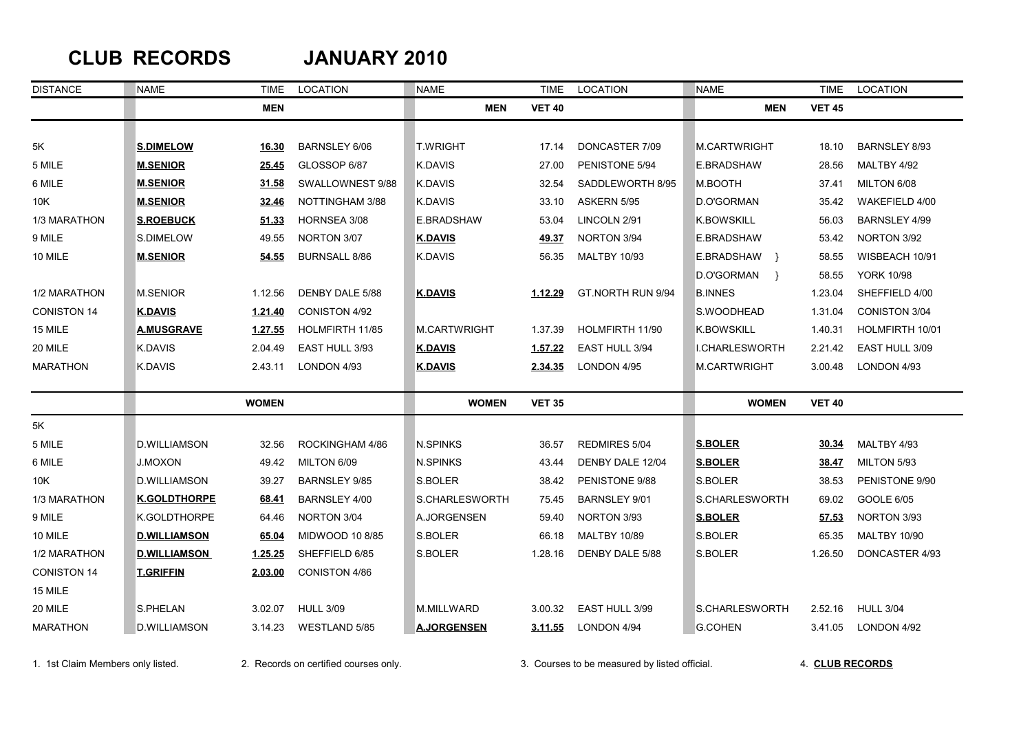# CLUB RECORDS JANUARY 2010

| DISTANCE | NAME | TIME | LOCATION | NAME | TIME | LOCATION | NAME | TIME | LOCATION |
|---|---|---|---|---|---|---|---|---|---|
| | | **MEN** | | **MEN** | **VET 40** | | **MEN** | **VET 45** | |
| 5K | **S.DIMELOW** | **16.30** | BARNSLEY 6/06 | T.WRIGHT | 17.14 | DONCASTER 7/09 | M.CARTWRIGHT | 18.10 | BARNSLEY 8/93 |
| 5 MILE | **M.SENIOR** | **25.45** | GLOSSOP 6/87 | K.DAVIS | 27.00 | PENISTONE 5/94 | E.BRADSHAW | 28.56 | MALTBY 4/92 |
| 6 MILE | **M.SENIOR** | **31.58** | SWALLOWNEST 9/88 | K.DAVIS | 32.54 | SADDLEWORTH 8/95 | M.BOOTH | 37.41 | MILTON 6/08 |
| 10K | **M.SENIOR** | **32.46** | NOTTINGHAM 3/88 | K.DAVIS | 33.10 | ASKERN 5/95 | D.O'GORMAN | 35.42 | WAKEFIELD 4/00 |
| 1/3 MARATHON | **S.ROEBUCK** | **51.33** | HORNSEA 3/08 | E.BRADSHAW | 53.04 | LINCOLN 2/91 | K.BOWSKILL | 56.03 | BARNSLEY 4/99 |
| 9 MILE | S.DIMELOW | 49.55 | NORTON 3/07 | **K.DAVIS** | **49.37** | NORTON 3/94 | E.BRADSHAW | 53.42 | NORTON 3/92 |
| 10 MILE | **M.SENIOR** | **54.55** | BURNSALL 8/86 | K.DAVIS | 56.35 | MALTBY 10/93 | E.BRADSHAW } | 58.55 | WISBEACH 10/91 |
| | | | | | | | D.O'GORMAN } | 58.55 | YORK 10/98 |
| 1/2 MARATHON | M.SENIOR | 1.12.56 | DENBY DALE 5/88 | **K.DAVIS** | **1.12.29** | GT.NORTH RUN 9/94 | B.INNES | 1.23.04 | SHEFFIELD 4/00 |
| CONISTON 14 | **K.DAVIS** | **1.21.40** | CONISTON 4/92 | | | | S.WOODHEAD | 1.31.04 | CONISTON 3/04 |
| 15 MILE | **A.MUSGRAVE** | **1.27.55** | HOLMFIRTH 11/85 | M.CARTWRIGHT | 1.37.39 | HOLMFIRTH 11/90 | K.BOWSKILL | 1.40.31 | HOLMFIRTH 10/01 |
| 20 MILE | K.DAVIS | 2.04.49 | EAST HULL 3/93 | **K.DAVIS** | **1.57.22** | EAST HULL 3/94 | I.CHARLESWORTH | 2.21.42 | EAST HULL 3/09 |
| MARATHON | K.DAVIS | 2.43.11 | LONDON 4/93 | **K.DAVIS** | **2.34.35** | LONDON 4/95 | M.CARTWRIGHT | 3.00.48 | LONDON 4/93 |
| | | **WOMEN** | | **WOMEN** | **VET 35** | | **WOMEN** | **VET 40** | |
| 5K | | | | | | | | | |
| 5 MILE | D.WILLIAMSON | 32.56 | ROCKINGHAM 4/86 | N.SPINKS | 36.57 | REDMIRES 5/04 | **S.BOLER** | **30.34** | MALTBY 4/93 |
| 6 MILE | J.MOXON | 49.42 | MILTON 6/09 | N.SPINKS | 43.44 | DENBY DALE 12/04 | **S.BOLER** | **38.47** | MILTON 5/93 |
| 10K | D.WILLIAMSON | 39.27 | BARNSLEY 9/85 | S.BOLER | 38.42 | PENISTONE 9/88 | S.BOLER | 38.53 | PENISTONE 9/90 |
| 1/3 MARATHON | **K.GOLDTHORPE** | **68.41** | BARNSLEY 4/00 | S.CHARLESWORTH | 75.45 | BARNSLEY 9/01 | S.CHARLESWORTH | 69.02 | GOOLE 6/05 |
| 9 MILE | K.GOLDTHORPE | 64.46 | NORTON 3/04 | A.JORGENSEN | 59.40 | NORTON 3/93 | **S.BOLER** | **57.53** | NORTON 3/93 |
| 10 MILE | **D.WILLIAMSON** | **65.04** | MIDWOOD 10 8/85 | S.BOLER | 66.18 | MALTBY 10/89 | S.BOLER | 65.35 | MALTBY 10/90 |
| 1/2 MARATHON | **D.WILLIAMSON** | **1.25.25** | SHEFFIELD 6/85 | S.BOLER | 1.28.16 | DENBY DALE 5/88 | S.BOLER | 1.26.50 | DONCASTER 4/93 |
| CONISTON 14 | **T.GRIFFIN** | **2.03.00** | CONISTON 4/86 | | | | | | |
| 15 MILE | | | | | | | | | |
| 20 MILE | S.PHELAN | 3.02.07 | HULL 3/09 | M.MILLWARD | 3.00.32 | EAST HULL 3/99 | S.CHARLESWORTH | 2.52.16 | HULL 3/04 |
| MARATHON | D.WILLIAMSON | 3.14.23 | WESTLAND 5/85 | **A.JORGENSEN** | **3.11.55** | LONDON 4/94 | G.COHEN | 3.41.05 | LONDON 4/92 |

1. 1st Claim Members only listed. 2. Records on certified courses only. 3. Courses to be measured by listed official. 4. **CLUB RECORDS**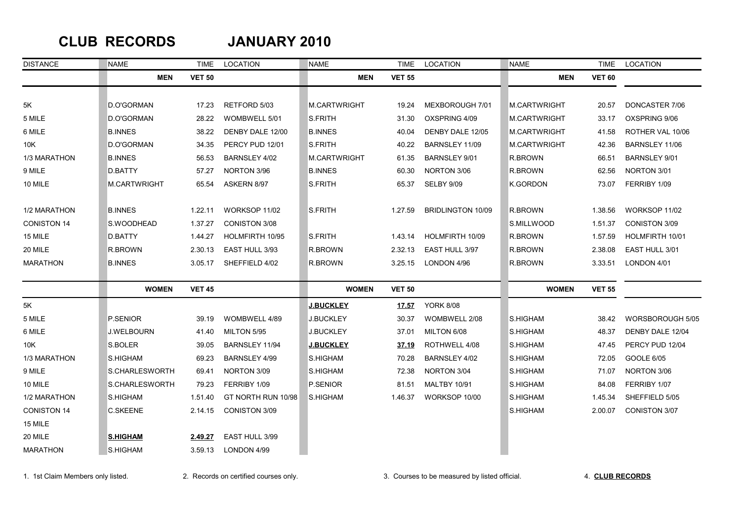# CLUB RECORDS JANUARY 2010

| DISTANCE | NAME | TIME | LOCATION | NAME | TIME | LOCATION | NAME | TIME | LOCATION |
|---|---|---|---|---|---|---|---|---|---|
| | **MEN** | **VET 50** | | **MEN** | **VET 55** | | **MEN** | **VET 60** | |
| 5K | D.O'GORMAN | 17.23 | RETFORD 5/03 | M.CARTWRIGHT | 19.24 | MEXBOROUGH 7/01 | M.CARTWRIGHT | 20.57 | DONCASTER 7/06 |
| 5 MILE | D.O'GORMAN | 28.22 | WOMBWELL 5/01 | S.FRITH | 31.30 | OXSPRING 4/09 | M.CARTWRIGHT | 33.17 | OXSPRING 9/06 |
| 6 MILE | B.INNES | 38.22 | DENBY DALE 12/00 | B.INNES | 40.04 | DENBY DALE 12/05 | M.CARTWRIGHT | 41.58 | ROTHER VAL 10/06 |
| 10K | D.O'GORMAN | 34.35 | PERCY PUD 12/01 | S.FRITH | 40.22 | BARNSLEY 11/09 | M.CARTWRIGHT | 42.36 | BARNSLEY 11/06 |
| 1/3 MARATHON | B.INNES | 56.53 | BARNSLEY 4/02 | M.CARTWRIGHT | 61.35 | BARNSLEY 9/01 | R.BROWN | 66.51 | BARNSLEY 9/01 |
| 9 MILE | D.BATTY | 57.27 | NORTON 3/96 | B.INNES | 60.30 | NORTON 3/06 | R.BROWN | 62.56 | NORTON 3/01 |
| 10 MILE | M.CARTWRIGHT | 65.54 | ASKERN 8/97 | S.FRITH | 65.37 | SELBY 9/09 | K.GORDON | 73.07 | FERRIBY 1/09 |
| 1/2 MARATHON | B.INNES | 1.22.11 | WORKSOP 11/02 | S.FRITH | 1.27.59 | BRIDLINGTON 10/09 | R.BROWN | 1.38.56 | WORKSOP 11/02 |
| CONISTON 14 | S.WOODHEAD | 1.37.27 | CONISTON 3/08 | | | | S.MILLWOOD | 1.51.37 | CONISTON 3/09 |
| 15 MILE | D.BATTY | 1.44.27 | HOLMFIRTH 10/95 | S.FRITH | 1.43.14 | HOLMFIRTH 10/09 | R.BROWN | 1.57.59 | HOLMFIRTH 10/01 |
| 20 MILE | R.BROWN | 2.30.13 | EAST HULL 3/93 | R.BROWN | 2.32.13 | EAST HULL 3/97 | R.BROWN | 2.38.08 | EAST HULL 3/01 |
| MARATHON | B.INNES | 3.05.17 | SHEFFIELD 4/02 | R.BROWN | 3.25.15 | LONDON 4/96 | R.BROWN | 3.33.51 | LONDON 4/01 |
| | **WOMEN** | **VET 45** | | **WOMEN** | **VET 50** | | **WOMEN** | **VET 55** | |
| 5K | | | | **J.BUCKLEY** | **17.57** | YORK 8/08 | | | |
| 5 MILE | P.SENIOR | 39.19 | WOMBWELL 4/89 | J.BUCKLEY | 30.37 | WOMBWELL 2/08 | S.HIGHAM | 38.42 | WORSBOROUGH 5/05 |
| 6 MILE | J.WELBOURN | 41.40 | MILTON 5/95 | J.BUCKLEY | 37.01 | MILTON 6/08 | S.HIGHAM | 48.37 | DENBY DALE 12/04 |
| 10K | S.BOLER | 39.05 | BARNSLEY 11/94 | **J.BUCKLEY** | **37.19** | ROTHWELL 4/08 | S.HIGHAM | 47.45 | PERCY PUD 12/04 |
| 1/3 MARATHON | S.HIGHAM | 69.23 | BARNSLEY 4/99 | S.HIGHAM | 70.28 | BARNSLEY 4/02 | S.HIGHAM | 72.05 | GOOLE 6/05 |
| 9 MILE | S.CHARLESWORTH | 69.41 | NORTON 3/09 | S.HIGHAM | 72.38 | NORTON 3/04 | S.HIGHAM | 71.07 | NORTON 3/06 |
| 10 MILE | S.CHARLESWORTH | 79.23 | FERRIBY 1/09 | P.SENIOR | 81.51 | MALTBY 10/91 | S.HIGHAM | 84.08 | FERRIBY 1/07 |
| 1/2 MARATHON | S.HIGHAM | 1.51.40 | GT NORTH RUN 10/98 | S.HIGHAM | 1.46.37 | WORKSOP 10/00 | S.HIGHAM | 1.45.34 | SHEFFIELD 5/05 |
| CONISTON 14 | C.SKEENE | 2.14.15 | CONISTON 3/09 | | | | S.HIGHAM | 2.00.07 | CONISTON 3/07 |
| 15 MILE | | | | | | | | | |
| 20 MILE | **S.HIGHAM** | **2.49.27** | EAST HULL 3/99 | | | | | | |
| MARATHON | S.HIGHAM | 3.59.13 | LONDON 4/99 | | | | | | |

1. 1st Claim Members only listed. 2. Records on certified courses only. 3. Courses to be measured by listed official. 4. **CLUB RECORDS**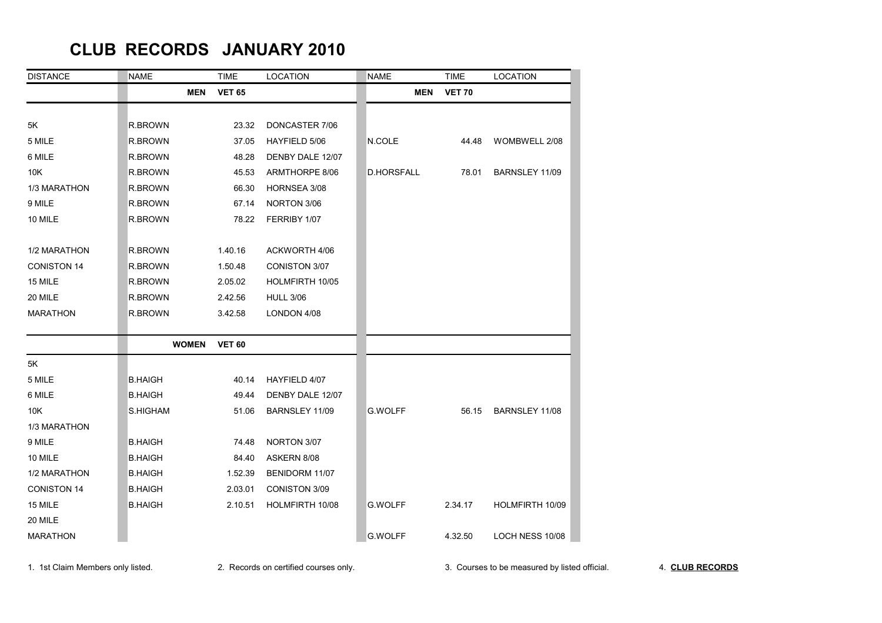# CLUB RECORDS JANUARY 2010

| DISTANCE | NAME | TIME | LOCATION | NAME | TIME | LOCATION |
|---|---|---|---|---|---|---|
| | **MEN** | **VET 65** | | **MEN** | **VET 70** | |
| 5K | R.BROWN | 23.32 | DONCASTER 7/06 | | | |
| 5 MILE | R.BROWN | 37.05 | HAYFIELD 5/06 | N.COLE | 44.48 | WOMBWELL 2/08 |
| 6 MILE | R.BROWN | 48.28 | DENBY DALE 12/07 | | | |
| 10K | R.BROWN | 45.53 | ARMTHORPE 8/06 | D.HORSFALL | 78.01 | BARNSLEY 11/09 |
| 1/3 MARATHON | R.BROWN | 66.30 | HORNSEA 3/08 | | | |
| 9 MILE | R.BROWN | 67.14 | NORTON 3/06 | | | |
| 10 MILE | R.BROWN | 78.22 | FERRIBY 1/07 | | | |
| 1/2 MARATHON | R.BROWN | 1.40.16 | ACKWORTH 4/06 | | | |
| CONISTON 14 | R.BROWN | 1.50.48 | CONISTON 3/07 | | | |
| 15 MILE | R.BROWN | 2.05.02 | HOLMFIRTH 10/05 | | | |
| 20 MILE | R.BROWN | 2.42.56 | HULL 3/06 | | | |
| MARATHON | R.BROWN | 3.42.58 | LONDON 4/08 | | | |
| | **WOMEN** | **VET 60** | | | | |
| 5K | | | | | | |
| 5 MILE | B.HAIGH | 40.14 | HAYFIELD 4/07 | | | |
| 6 MILE | B.HAIGH | 49.44 | DENBY DALE 12/07 | | | |
| 10K | S.HIGHAM | 51.06 | BARNSLEY 11/09 | G.WOLFF | 56.15 | BARNSLEY 11/08 |
| 1/3 MARATHON | | | | | | |
| 9 MILE | B.HAIGH | 74.48 | NORTON 3/07 | | | |
| 10 MILE | B.HAIGH | 84.40 | ASKERN 8/08 | | | |
| 1/2 MARATHON | B.HAIGH | 1.52.39 | BENIDORM 11/07 | | | |
| CONISTON 14 | B.HAIGH | 2.03.01 | CONISTON 3/09 | | | |
| 15 MILE | B.HAIGH | 2.10.51 | HOLMFIRTH 10/08 | G.WOLFF | 2.34.17 | HOLMFIRTH 10/09 |
| 20 MILE | | | | | | |
| MARATHON | | | | G.WOLFF | 4.32.50 | LOCH NESS 10/08 |

1. 1st Claim Members only listed. 2. Records on certified courses only. 3. Courses to be measured by listed official. 4. **CLUB RECORDS**